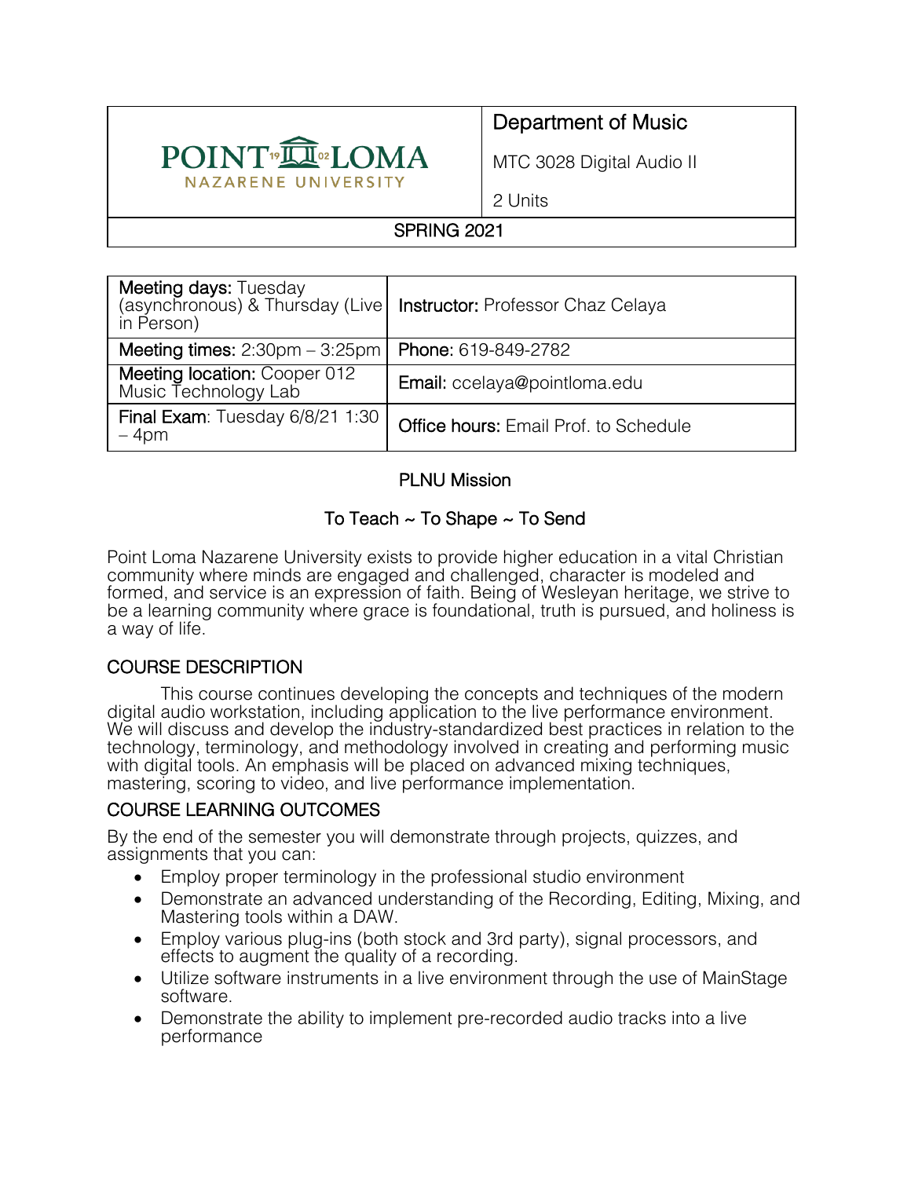| POINT LOMA NAZARENE UNIVERSITY | Department of Music<br>MTC 3028 Digital Audio II<br>2 Units |
| --- | --- |
| SPRING 2021 | |

| **Meeting days:** Tuesday (asynchronous) & Thursday (Live in Person) | **Instructor:** Professor Chaz Celaya |
| --- | --- |
| **Meeting times:** 2:30pm – 3:25pm | **Phone:** 619-849-2782 |
| **Meeting location:** Cooper 012 Music Technology Lab | **Email:** ccelaya@pointloma.edu |
| **Final Exam:** Tuesday 6/8/21 1:30 – 4pm | **Office hours:** Email Prof. to Schedule |

## PLNU Mission

### To Teach ~ To Shape ~ To Send

Point Loma Nazarene University exists to provide higher education in a vital Christian community where minds are engaged and challenged, character is modeled and formed, and service is an expression of faith. Being of Wesleyan heritage, we strive to be a learning community where grace is foundational, truth is pursued, and holiness is a way of life.

## COURSE DESCRIPTION

This course continues developing the concepts and techniques of the modern digital audio workstation, including application to the live performance environment. We will discuss and develop the industry-standardized best practices in relation to the technology, terminology, and methodology involved in creating and performing music with digital tools. An emphasis will be placed on advanced mixing techniques, mastering, scoring to video, and live performance implementation.

## COURSE LEARNING OUTCOMES

By the end of the semester you will demonstrate through projects, quizzes, and assignments that you can:

- Employ proper terminology in the professional studio environment
- Demonstrate an advanced understanding of the Recording, Editing, Mixing, and Mastering tools within a DAW.
- Employ various plug-ins (both stock and 3rd party), signal processors, and effects to augment the quality of a recording.
- Utilize software instruments in a live environment through the use of MainStage software.
- Demonstrate the ability to implement pre-recorded audio tracks into a live performance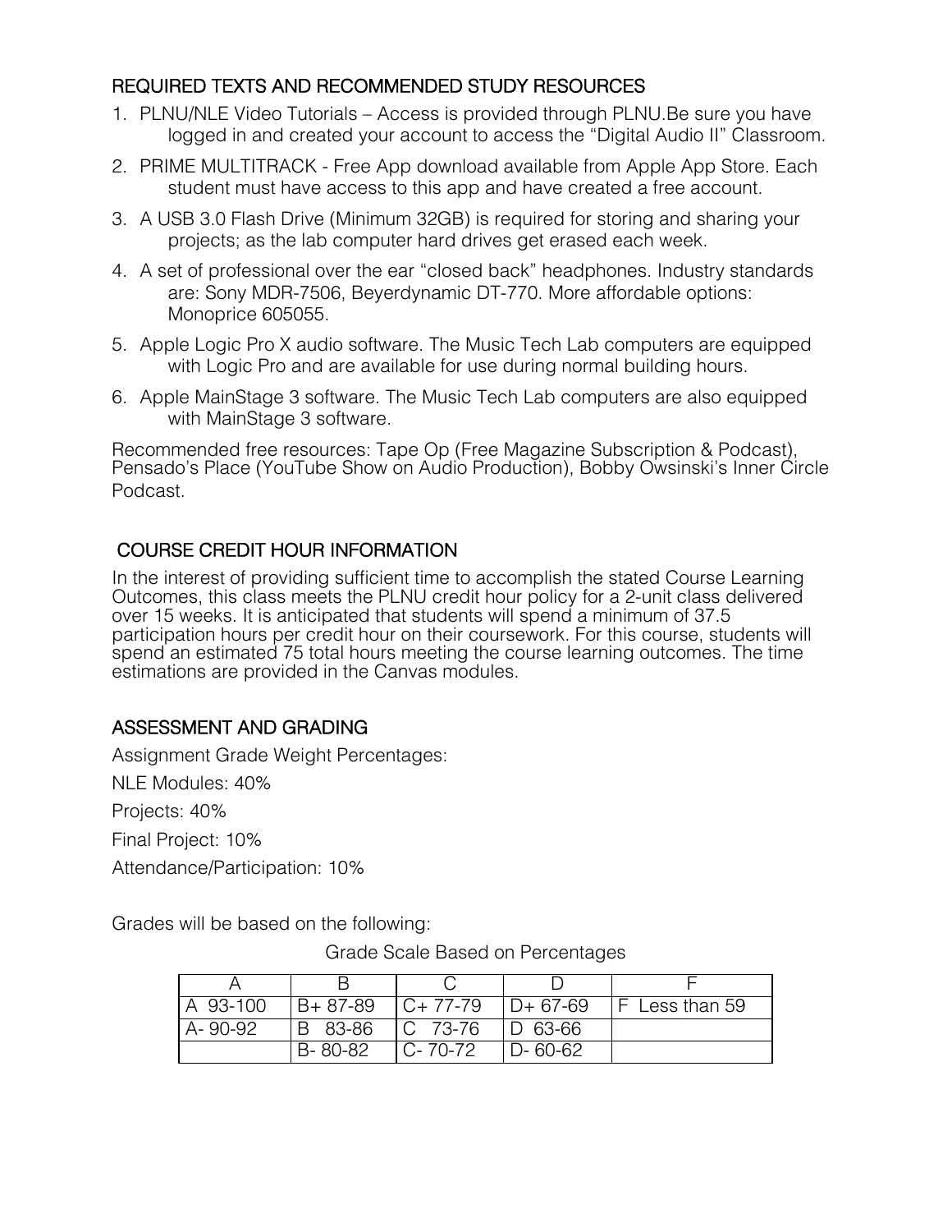## REQUIRED TEXTS AND RECOMMENDED STUDY RESOURCES

1. PLNU/NLE Video Tutorials – Access is provided through PLNU.Be sure you have logged in and created your account to access the "Digital Audio II" Classroom.
2. PRIME MULTITRACK - Free App download available from Apple App Store. Each student must have access to this app and have created a free account.
3. A USB 3.0 Flash Drive (Minimum 32GB) is required for storing and sharing your projects; as the lab computer hard drives get erased each week.
4. A set of professional over the ear "closed back" headphones. Industry standards are: Sony MDR-7506, Beyerdynamic DT-770. More affordable options: Monoprice 605055.
5. Apple Logic Pro X audio software. The Music Tech Lab computers are equipped with Logic Pro and are available for use during normal building hours.
6. Apple MainStage 3 software. The Music Tech Lab computers are also equipped with MainStage 3 software.

Recommended free resources: Tape Op (Free Magazine Subscription & Podcast), Pensado's Place (YouTube Show on Audio Production), Bobby Owsinski's Inner Circle Podcast.

## COURSE CREDIT HOUR INFORMATION

In the interest of providing sufficient time to accomplish the stated Course Learning Outcomes, this class meets the PLNU credit hour policy for a 2-unit class delivered over 15 weeks. It is anticipated that students will spend a minimum of 37.5 participation hours per credit hour on their coursework. For this course, students will spend an estimated 75 total hours meeting the course learning outcomes. The time estimations are provided in the Canvas modules.

## ASSESSMENT AND GRADING

Assignment Grade Weight Percentages:

NLE Modules: 40%

Projects: 40%

Final Project: 10%

Attendance/Participation: 10%

Grades will be based on the following:

Grade Scale Based on Percentages

| A | B | C | D | F |
|---|---|---|---|---|
| A 93-100 | B+ 87-89 | C+ 77-79 | D+ 67-69 | F Less than 59 |
| A- 90-92 | B 83-86 | C 73-76 | D 63-66 | |
| | B- 80-82 | C- 70-72 | D- 60-62 | |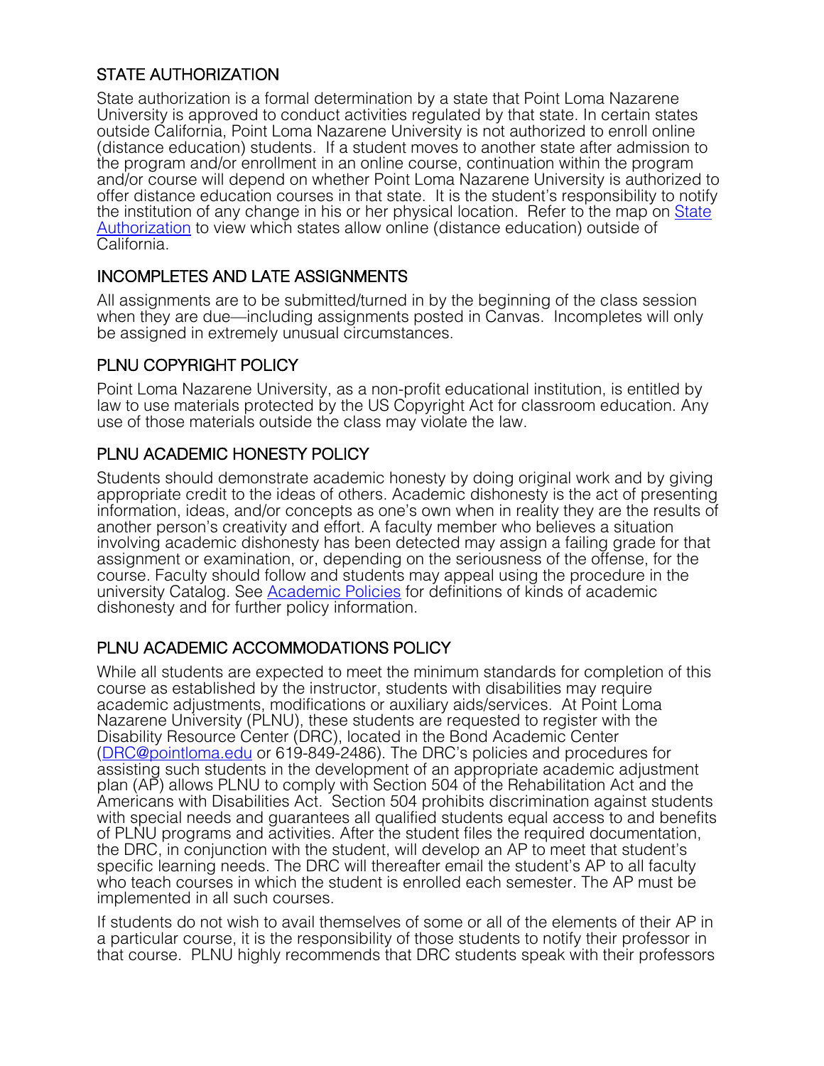## STATE AUTHORIZATION

State authorization is a formal determination by a state that Point Loma Nazarene University is approved to conduct activities regulated by that state. In certain states outside California, Point Loma Nazarene University is not authorized to enroll online (distance education) students. If a student moves to another state after admission to the program and/or enrollment in an online course, continuation within the program and/or course will depend on whether Point Loma Nazarene University is authorized to offer distance education courses in that state. It is the student's responsibility to notify the institution of any change in his or her physical location. Refer to the map on [State Authorization](State Authorization) to view which states allow online (distance education) outside of California.

## INCOMPLETES AND LATE ASSIGNMENTS

All assignments are to be submitted/turned in by the beginning of the class session when they are due—including assignments posted in Canvas. Incompletes will only be assigned in extremely unusual circumstances.

## PLNU COPYRIGHT POLICY

Point Loma Nazarene University, as a non-profit educational institution, is entitled by law to use materials protected by the US Copyright Act for classroom education. Any use of those materials outside the class may violate the law.

## PLNU ACADEMIC HONESTY POLICY

Students should demonstrate academic honesty by doing original work and by giving appropriate credit to the ideas of others. Academic dishonesty is the act of presenting information, ideas, and/or concepts as one's own when in reality they are the results of another person's creativity and effort. A faculty member who believes a situation involving academic dishonesty has been detected may assign a failing grade for that assignment or examination, or, depending on the seriousness of the offense, for the course. Faculty should follow and students may appeal using the procedure in the university Catalog. See [Academic Policies](Academic Policies) for definitions of kinds of academic dishonesty and for further policy information.

## PLNU ACADEMIC ACCOMMODATIONS POLICY

While all students are expected to meet the minimum standards for completion of this course as established by the instructor, students with disabilities may require academic adjustments, modifications or auxiliary aids/services. At Point Loma Nazarene University (PLNU), these students are requested to register with the Disability Resource Center (DRC), located in the Bond Academic Center (DRC@pointloma.edu or 619-849-2486). The DRC's policies and procedures for assisting such students in the development of an appropriate academic adjustment plan (AP) allows PLNU to comply with Section 504 of the Rehabilitation Act and the Americans with Disabilities Act. Section 504 prohibits discrimination against students with special needs and guarantees all qualified students equal access to and benefits of PLNU programs and activities. After the student files the required documentation, the DRC, in conjunction with the student, will develop an AP to meet that student's specific learning needs. The DRC will thereafter email the student's AP to all faculty who teach courses in which the student is enrolled each semester. The AP must be implemented in all such courses.

If students do not wish to avail themselves of some or all of the elements of their AP in a particular course, it is the responsibility of those students to notify their professor in that course. PLNU highly recommends that DRC students speak with their professors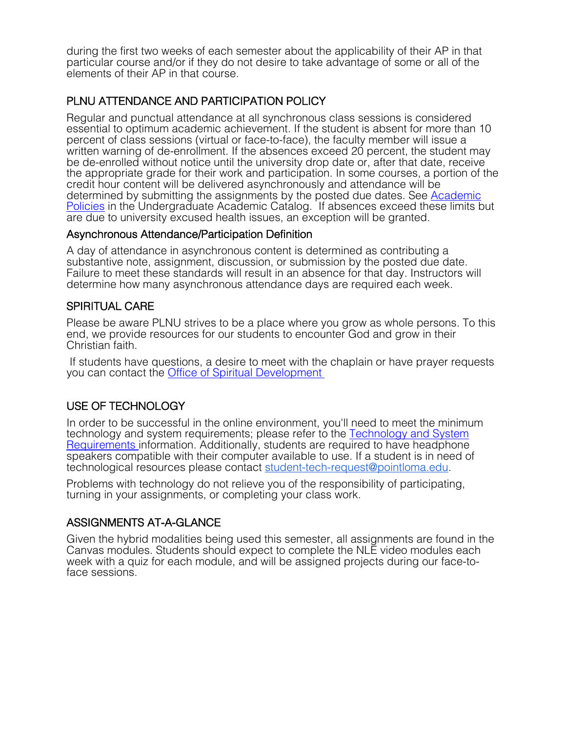during the first two weeks of each semester about the applicability of their AP in that particular course and/or if they do not desire to take advantage of some or all of the elements of their AP in that course.

## PLNU ATTENDANCE AND PARTICIPATION POLICY

Regular and punctual attendance at all synchronous class sessions is considered essential to optimum academic achievement. If the student is absent for more than 10 percent of class sessions (virtual or face-to-face), the faculty member will issue a written warning of de-enrollment. If the absences exceed 20 percent, the student may be de-enrolled without notice until the university drop date or, after that date, receive the appropriate grade for their work and participation. In some courses, a portion of the credit hour content will be delivered asynchronously and attendance will be determined by submitting the assignments by the posted due dates. See Academic Policies in the Undergraduate Academic Catalog. If absences exceed these limits but are due to university excused health issues, an exception will be granted.

### Asynchronous Attendance/Participation Definition

A day of attendance in asynchronous content is determined as contributing a substantive note, assignment, discussion, or submission by the posted due date. Failure to meet these standards will result in an absence for that day. Instructors will determine how many asynchronous attendance days are required each week.

## SPIRITUAL CARE

Please be aware PLNU strives to be a place where you grow as whole persons. To this end, we provide resources for our students to encounter God and grow in their Christian faith.

If students have questions, a desire to meet with the chaplain or have prayer requests you can contact the Office of Spiritual Development

## USE OF TECHNOLOGY

In order to be successful in the online environment, you'll need to meet the minimum technology and system requirements; please refer to the Technology and System Requirements information. Additionally, students are required to have headphone speakers compatible with their computer available to use. If a student is in need of technological resources please contact student-tech-request@pointloma.edu.

Problems with technology do not relieve you of the responsibility of participating, turning in your assignments, or completing your class work.

## ASSIGNMENTS AT-A-GLANCE

Given the hybrid modalities being used this semester, all assignments are found in the Canvas modules. Students should expect to complete the NLE video modules each week with a quiz for each module, and will be assigned projects during our face-to-face sessions.